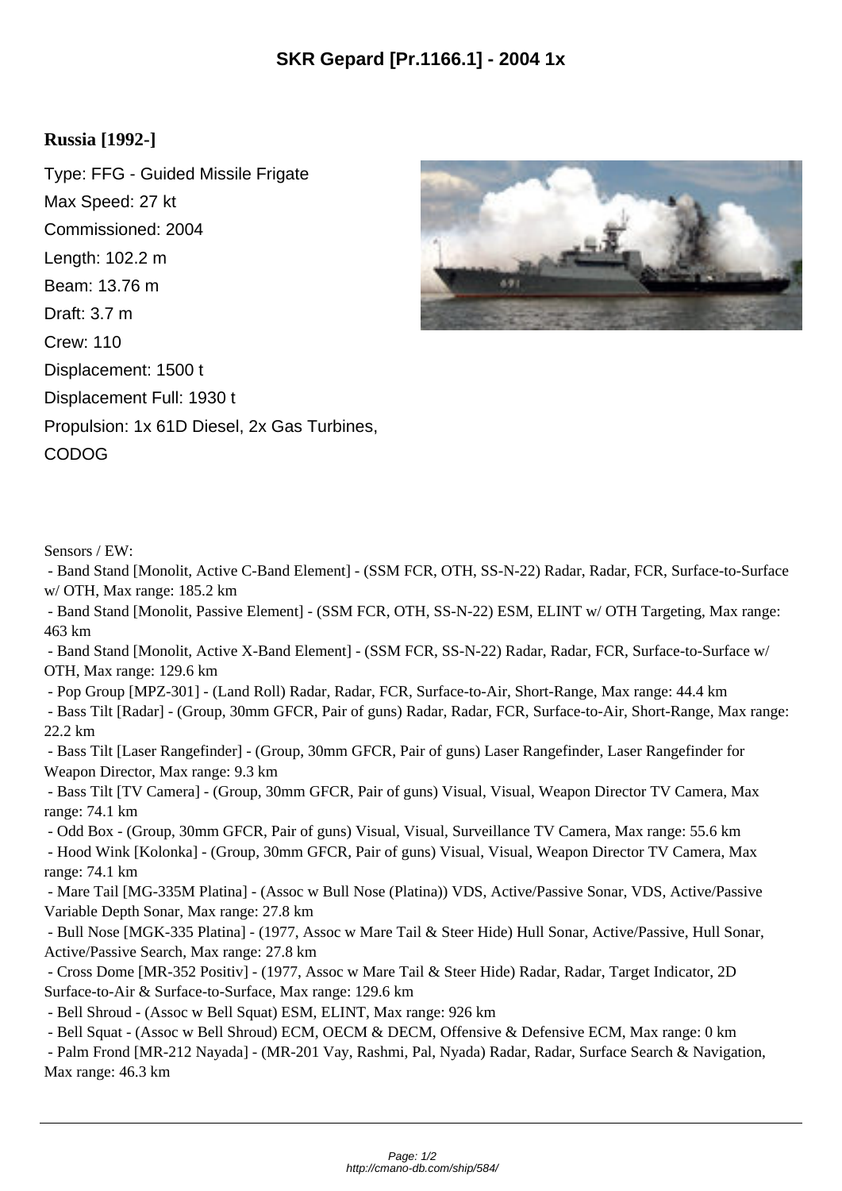# SKR Gepard [Pr.1166.1] - 2004 1x

### Russia [1992-]

Type: FFG - Guided Missile Frigate

Max Speed: 27 kt

Commissioned: 2004

Length: 102.2 m

Beam: 13.76 m

Draft: 3.7 m

Crew: 110

Displacement: 1500 t

Displacement Full: 1930 t

Propulsion: 1x 61D Diesel, 2x Gas Turbines, CODOG

Sensors / EW:

- Band Stand [Monolit, Active C-Band Element] - (SSM FCR, OTH, SS-N-22) Radar, Radar, FCR, Surface-to-Surface w/ OTH, Max range: 185.2 km
- Band Stand [Monolit, Passive Element] - (SSM FCR, OTH, SS-N-22) ESM, ELINT w/ OTH Targeting, Max range: 463 km
- Band Stand [Monolit, Active X-Band Element] - (SSM FCR, SS-N-22) Radar, Radar, FCR, Surface-to-Surface w/ OTH, Max range: 129.6 km
- Pop Group [MPZ-301] - (Land Roll) Radar, Radar, FCR, Surface-to-Air, Short-Range, Max range: 44.4 km
- Bass Tilt [Radar] - (Group, 30mm GFCR, Pair of guns) Radar, Radar, FCR, Surface-to-Air, Short-Range, Max range: 22.2 km
- Bass Tilt [Laser Rangefinder] - (Group, 30mm GFCR, Pair of guns) Laser Rangefinder, Laser Rangefinder for Weapon Director, Max range: 9.3 km
- Bass Tilt [TV Camera] - (Group, 30mm GFCR, Pair of guns) Visual, Visual, Weapon Director TV Camera, Max range: 74.1 km
- Odd Box - (Group, 30mm GFCR, Pair of guns) Visual, Visual, Surveillance TV Camera, Max range: 55.6 km
- Hood Wink [Kolonka] - (Group, 30mm GFCR, Pair of guns) Visual, Visual, Weapon Director TV Camera, Max range: 74.1 km
- Mare Tail [MG-335M Platina] - (Assoc w Bull Nose (Platina)) VDS, Active/Passive Sonar, VDS, Active/Passive Variable Depth Sonar, Max range: 27.8 km
- Bull Nose [MGK-335 Platina] - (1977, Assoc w Mare Tail & Steer Hide) Hull Sonar, Active/Passive, Hull Sonar, Active/Passive Search, Max range: 27.8 km
- Cross Dome [MR-352 Positiv] - (1977, Assoc w Mare Tail & Steer Hide) Radar, Radar, Target Indicator, 2D Surface-to-Air & Surface-to-Surface, Max range: 129.6 km
- Bell Shroud - (Assoc w Bell Squat) ESM, ELINT, Max range: 926 km
- Bell Squat - (Assoc w Bell Shroud) ECM, OECM & DECM, Offensive & Defensive ECM, Max range: 0 km
- Palm Frond [MR-212 Nayada] - (MR-201 Vay, Rashmi, Pal, Nyada) Radar, Radar, Surface Search & Navigation, Max range: 46.3 km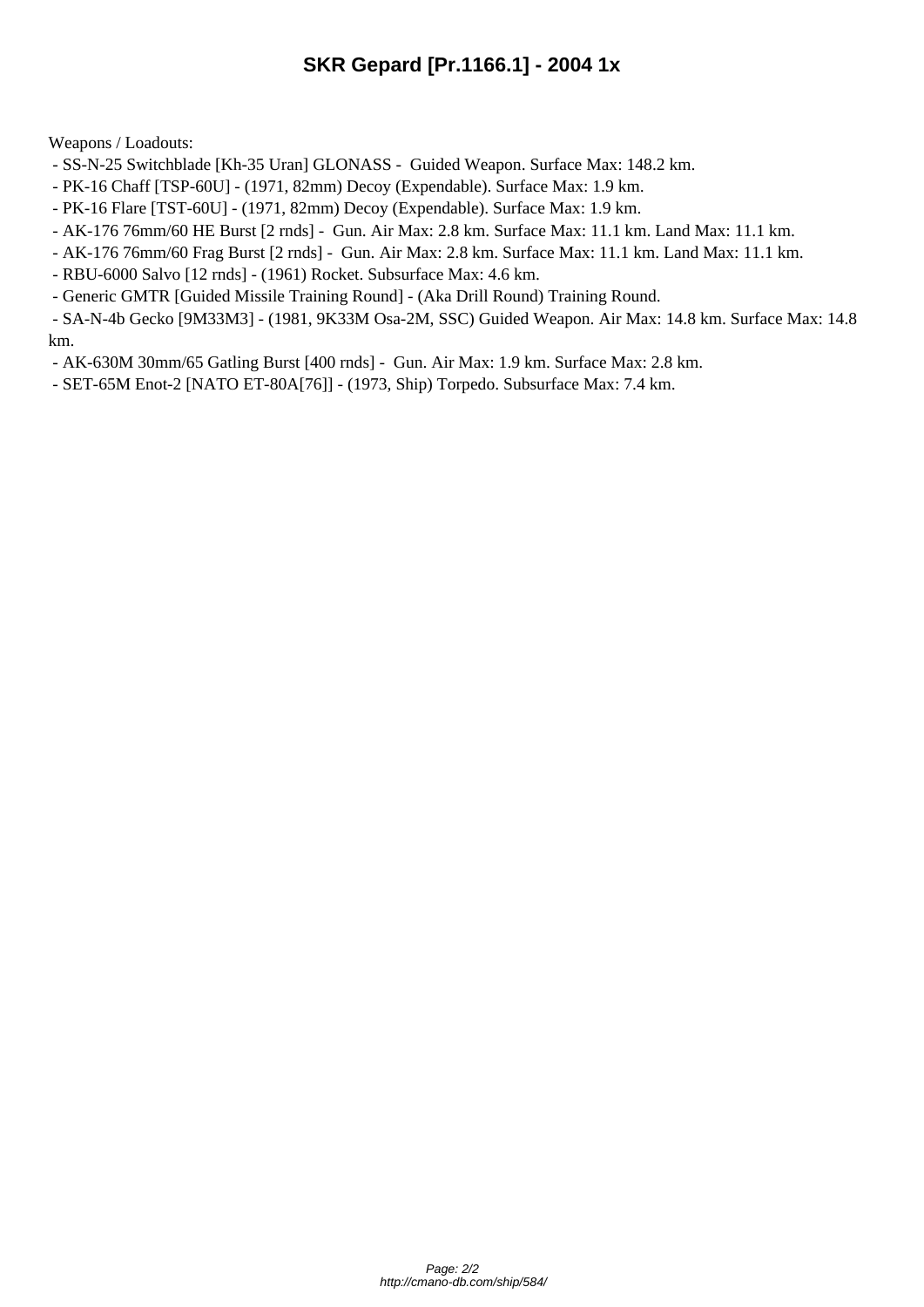Weapons / Loadouts:

- SS-N-25 Switchblade [Kh-35 Uran] GLONASS - Guided Weapon. Surface Max: 148.2 km.
- PK-16 Chaff [TSP-60U] - (1971, 82mm) Decoy (Expendable). Surface Max: 1.9 km.
- PK-16 Flare [TST-60U] - (1971, 82mm) Decoy (Expendable). Surface Max: 1.9 km.
- AK-176 76mm/60 HE Burst [2 rnds] - Gun. Air Max: 2.8 km. Surface Max: 11.1 km. Land Max: 11.1 km.
- AK-176 76mm/60 Frag Burst [2 rnds] - Gun. Air Max: 2.8 km. Surface Max: 11.1 km. Land Max: 11.1 km.
- RBU-6000 Salvo [12 rnds] - (1961) Rocket. Subsurface Max: 4.6 km.
- Generic GMTR [Guided Missile Training Round] - (Aka Drill Round) Training Round.
- SA-N-4b Gecko [9M33M3] - (1981, 9K33M Osa-2M, SSC) Guided Weapon. Air Max: 14.8 km. Surface Max: 14.8 km.
- AK-630M 30mm/65 Gatling Burst [400 rnds] - Gun. Air Max: 1.9 km. Surface Max: 2.8 km.
- SET-65M Enot-2 [NATO ET-80A[76]] - (1973, Ship) Torpedo. Subsurface Max: 7.4 km.